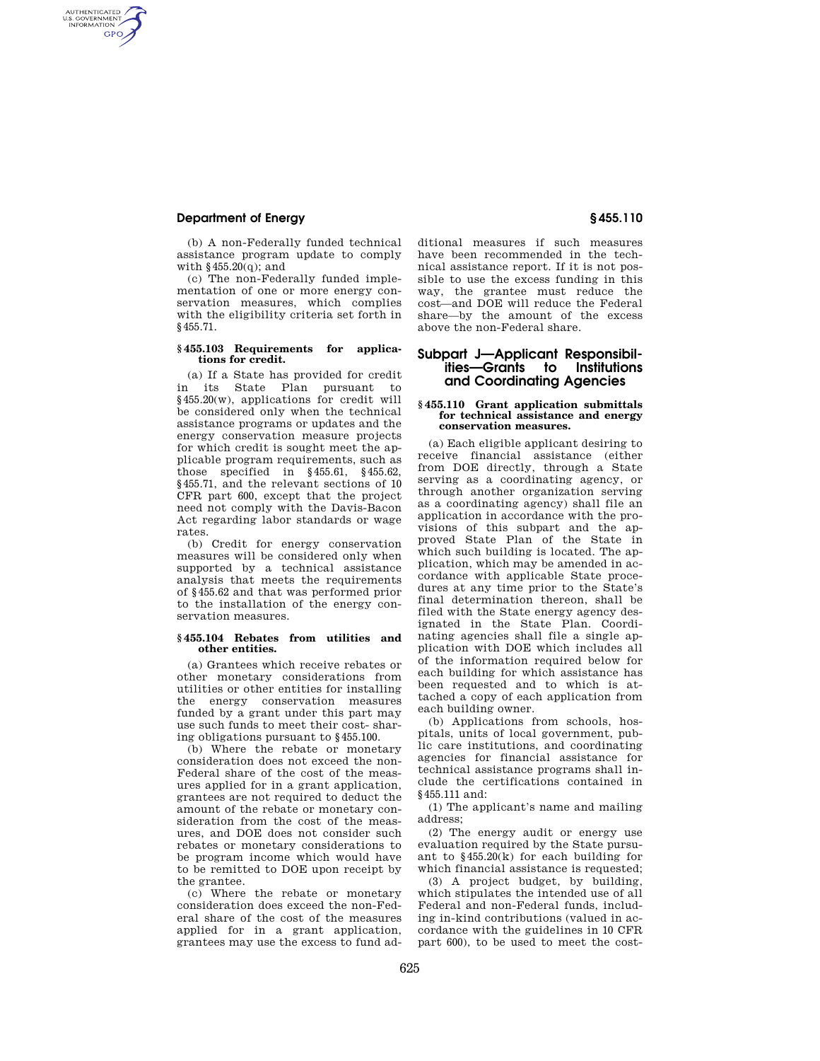(b) A non-Federally funded technical assistance program update to comply with §455.20(q); and

(c) The non-Federally funded implementation of one or more energy conservation measures, which complies with the eligibility criteria set forth in §455.71.

**§455.103 Requirements for applications for credit.**

(a) If a State has provided for credit in its State Plan pursuant to §455.20(w), applications for credit will be considered only when the technical assistance programs or updates and the energy conservation measure projects for which credit is sought meet the applicable program requirements, such as those specified in §455.61, §455.62, §455.71, and the relevant sections of 10 CFR part 600, except that the project need not comply with the Davis-Bacon Act regarding labor standards or wage rates.

(b) Credit for energy conservation measures will be considered only when supported by a technical assistance analysis that meets the requirements of §455.62 and that was performed prior to the installation of the energy conservation measures.

**§455.104 Rebates from utilities and other entities.**

(a) Grantees which receive rebates or other monetary considerations from utilities or other entities for installing the energy conservation measures funded by a grant under this part may use such funds to meet their cost- sharing obligations pursuant to §455.100.

(b) Where the rebate or monetary consideration does not exceed the non-Federal share of the cost of the measures applied for in a grant application, grantees are not required to deduct the amount of the rebate or monetary consideration from the cost of the measures, and DOE does not consider such rebates or monetary considerations to be program income which would have to be remitted to DOE upon receipt by the grantee.

(c) Where the rebate or monetary consideration does exceed the non-Federal share of the cost of the measures applied for in a grant application, grantees may use the excess to fund additional measures if such measures have been recommended in the technical assistance report. If it is not possible to use the excess funding in this way, the grantee must reduce the cost—and DOE will reduce the Federal share—by the amount of the excess above the non-Federal share.

## Subpart J—Applicant Responsibilities—Grants to Institutions and Coordinating Agencies

**§455.110 Grant application submittals for technical assistance and energy conservation measures.**

(a) Each eligible applicant desiring to receive financial assistance (either from DOE directly, through a State serving as a coordinating agency, or through another organization serving as a coordinating agency) shall file an application in accordance with the provisions of this subpart and the approved State Plan of the State in which such building is located. The application, which may be amended in accordance with applicable State procedures at any time prior to the State's final determination thereon, shall be filed with the State energy agency designated in the State Plan. Coordinating agencies shall file a single application with DOE which includes all of the information required below for each building for which assistance has been requested and to which is attached a copy of each application from each building owner.

(b) Applications from schools, hospitals, units of local government, public care institutions, and coordinating agencies for financial assistance for technical assistance programs shall include the certifications contained in §455.111 and:

(1) The applicant's name and mailing address;

(2) The energy audit or energy use evaluation required by the State pursuant to §455.20(k) for each building for which financial assistance is requested;

(3) A project budget, by building, which stipulates the intended use of all Federal and non-Federal funds, including in-kind contributions (valued in accordance with the guidelines in 10 CFR part 600), to be used to meet the cost-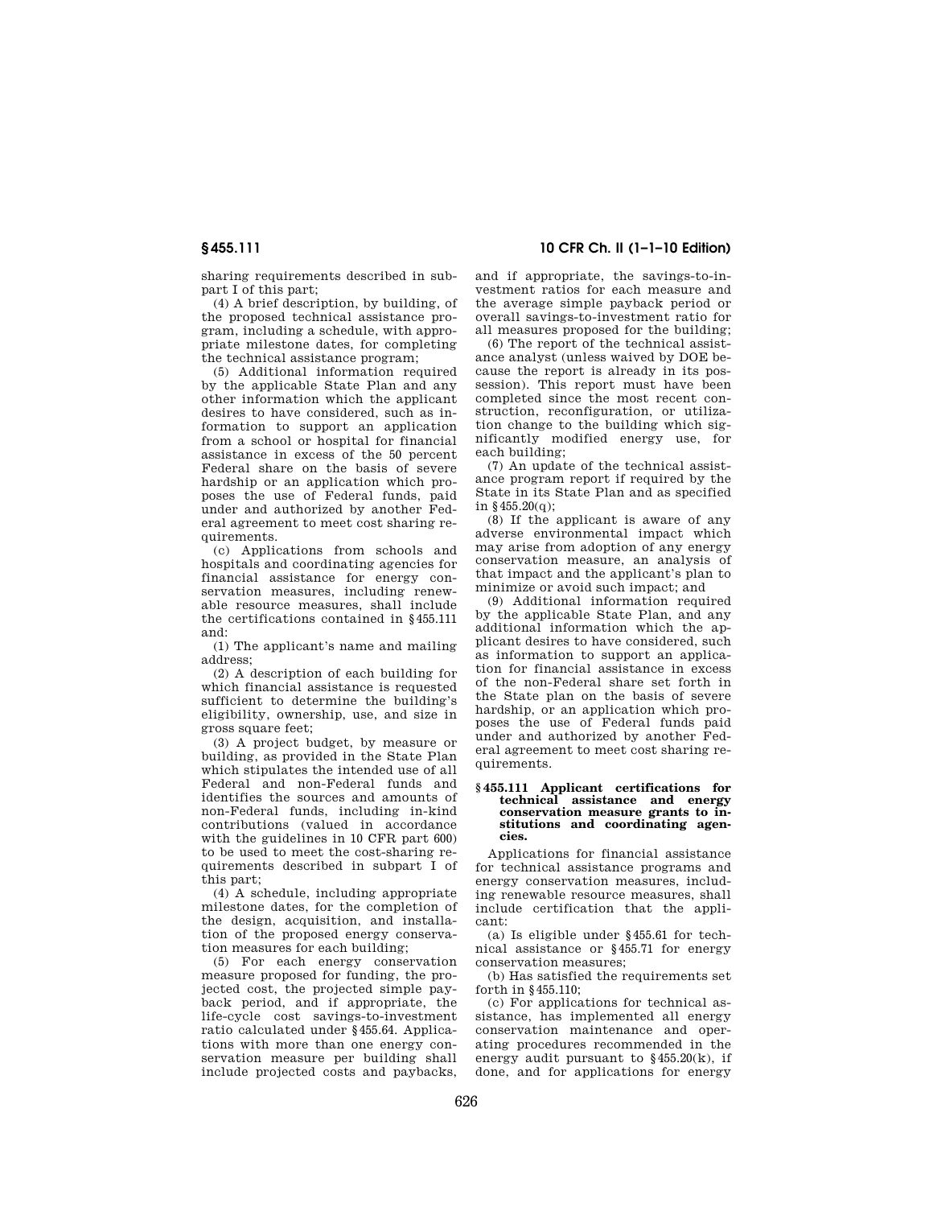sharing requirements described in subpart I of this part;

(4) A brief description, by building, of the proposed technical assistance program, including a schedule, with appropriate milestone dates, for completing the technical assistance program;

(5) Additional information required by the applicable State Plan and any other information which the applicant desires to have considered, such as information to support an application from a school or hospital for financial assistance in excess of the 50 percent Federal share on the basis of severe hardship or an application which proposes the use of Federal funds, paid under and authorized by another Federal agreement to meet cost sharing requirements.

(c) Applications from schools and hospitals and coordinating agencies for financial assistance for energy conservation measures, including renewable resource measures, shall include the certifications contained in §455.111 and:

(1) The applicant's name and mailing address;

(2) A description of each building for which financial assistance is requested sufficient to determine the building's eligibility, ownership, use, and size in gross square feet;

(3) A project budget, by measure or building, as provided in the State Plan which stipulates the intended use of all Federal and non-Federal funds and identifies the sources and amounts of non-Federal funds, including in-kind contributions (valued in accordance with the guidelines in 10 CFR part 600) to be used to meet the cost-sharing requirements described in subpart I of this part;

(4) A schedule, including appropriate milestone dates, for the completion of the design, acquisition, and installation of the proposed energy conservation measures for each building;

(5) For each energy conservation measure proposed for funding, the projected cost, the projected simple payback period, and if appropriate, the life-cycle cost savings-to-investment ratio calculated under §455.64. Applications with more than one energy conservation measure per building shall include projected costs and paybacks, and if appropriate, the savings-to-investment ratios for each measure and the average simple payback period or overall savings-to-investment ratio for all measures proposed for the building;

(6) The report of the technical assistance analyst (unless waived by DOE because the report is already in its possession). This report must have been completed since the most recent construction, reconfiguration, or utilization change to the building which significantly modified energy use, for each building;

(7) An update of the technical assistance program report if required by the State in its State Plan and as specified in §455.20(q);

(8) If the applicant is aware of any adverse environmental impact which may arise from adoption of any energy conservation measure, an analysis of that impact and the applicant's plan to minimize or avoid such impact; and

(9) Additional information required by the applicable State Plan, and any additional information which the applicant desires to have considered, such as information to support an application for financial assistance in excess of the non-Federal share set forth in the State plan on the basis of severe hardship, or an application which proposes the use of Federal funds paid under and authorized by another Federal agreement to meet cost sharing requirements.

### §455.111 Applicant certifications for technical assistance and energy conservation measure grants to institutions and coordinating agencies.

Applications for financial assistance for technical assistance programs and energy conservation measures, including renewable resource measures, shall include certification that the applicant:

(a) Is eligible under §455.61 for technical assistance or §455.71 for energy conservation measures;

(b) Has satisfied the requirements set forth in §455.110;

(c) For applications for technical assistance, has implemented all energy conservation maintenance and operating procedures recommended in the energy audit pursuant to §455.20(k), if done, and for applications for energy